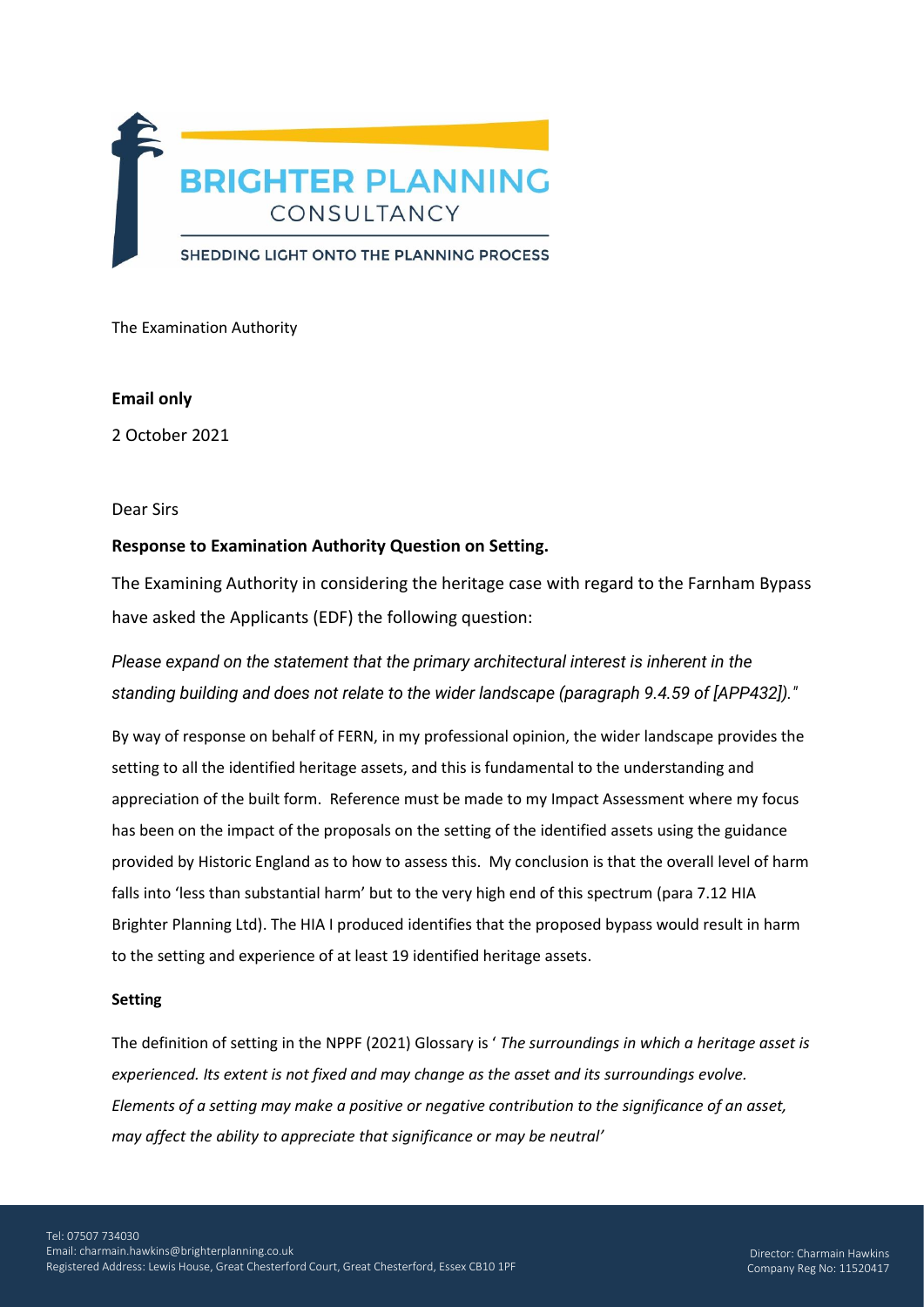BRIGHTER PLANNING
CONSULTANCY
SHEDDING LIGHT ONTO THE PLANNING PROCESS

The Examination Authority

**Email only**

2 October 2021

Dear Sirs

**Response to Examination Authority Question on Setting.**

The Examining Authority in considering the heritage case with regard to the Farnham Bypass have asked the Applicants (EDF) the following question:

*Please expand on the statement that the primary architectural interest is inherent in the standing building and does not relate to the wider landscape (paragraph 9.4.59 of [APP432])."*

By way of response on behalf of FERN, in my professional opinion, the wider landscape provides the setting to all the identified heritage assets, and this is fundamental to the understanding and appreciation of the built form. Reference must be made to my Impact Assessment where my focus has been on the impact of the proposals on the setting of the identified assets using the guidance provided by Historic England as to how to assess this. My conclusion is that the overall level of harm falls into 'less than substantial harm' but to the very high end of this spectrum (para 7.12 HIA Brighter Planning Ltd). The HIA I produced identifies that the proposed bypass would result in harm to the setting and experience of at least 19 identified heritage assets.

**Setting**

The definition of setting in the NPPF (2021) Glossary is ' *The surroundings in which a heritage asset is experienced. Its extent is not fixed and may change as the asset and its surroundings evolve. Elements of a setting may make a positive or negative contribution to the significance of an asset, may affect the ability to appreciate that significance or may be neutral'*

Tel: 07507 734030
Email: charmain.hawkins@brighterplanning.co.uk
Registered Address: Lewis House, Great Chesterford Court, Great Chesterford, Essex CB10 1PF

Director: Charmain Hawkins
Company Reg No: 11520417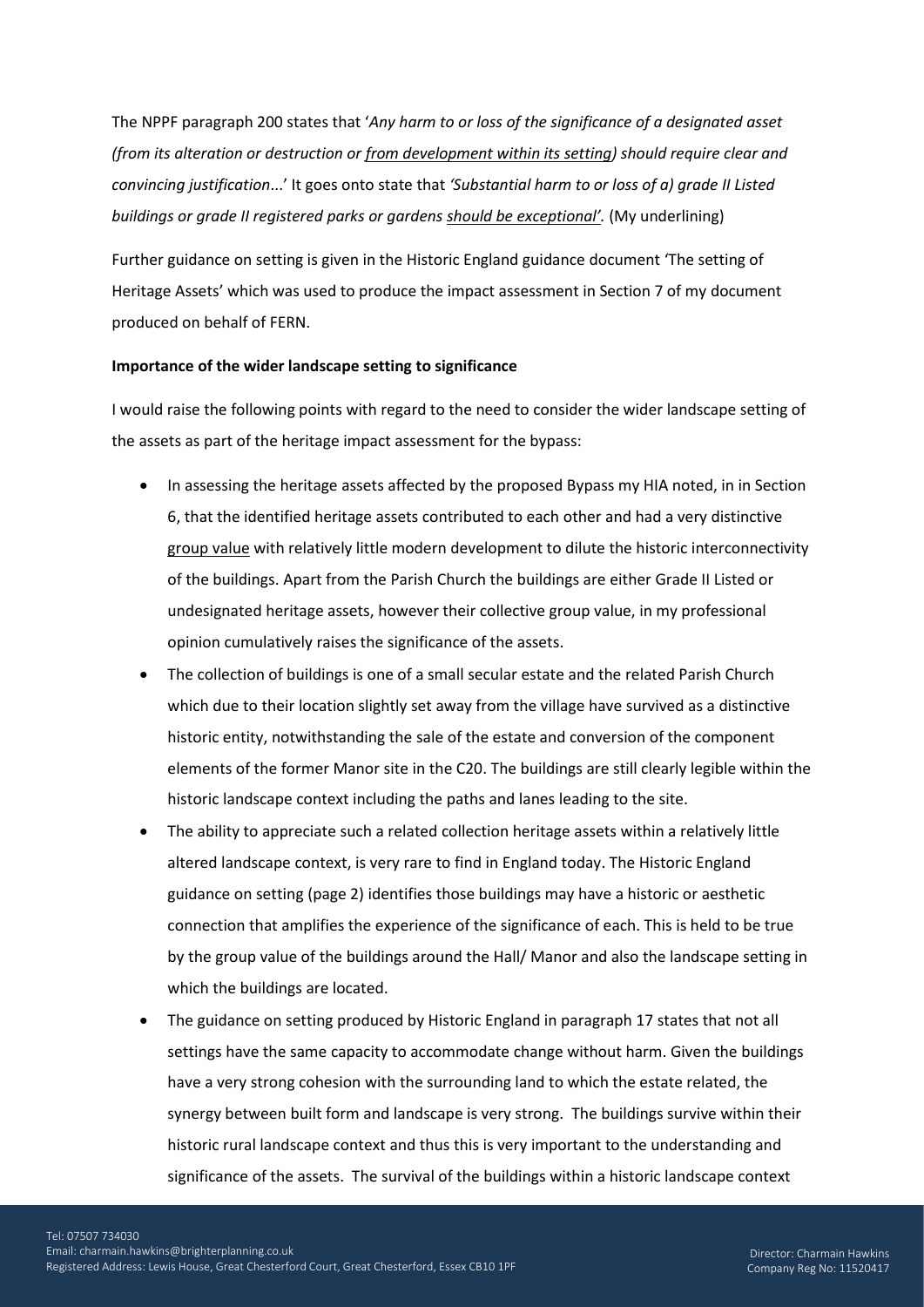The NPPF paragraph 200 states that '*Any harm to or loss of the significance of a designated asset (from its alteration or destruction or <u>from development within its setting</u>) should require clear and convincing justification*...' It goes onto state that *'Substantial harm to or loss of a) grade II Listed buildings or grade II registered parks or gardens <u>should be exceptional</u>'.* (My underlining)

Further guidance on setting is given in the Historic England guidance document 'The setting of Heritage Assets' which was used to produce the impact assessment in Section 7 of my document produced on behalf of FERN.

**Importance of the wider landscape setting to significance**

I would raise the following points with regard to the need to consider the wider landscape setting of the assets as part of the heritage impact assessment for the bypass:

- In assessing the heritage assets affected by the proposed Bypass my HIA noted, in in Section 6, that the identified heritage assets contributed to each other and had a very distinctive <u>group value</u> with relatively little modern development to dilute the historic interconnectivity of the buildings. Apart from the Parish Church the buildings are either Grade II Listed or undesignated heritage assets, however their collective group value, in my professional opinion cumulatively raises the significance of the assets.
- The collection of buildings is one of a small secular estate and the related Parish Church which due to their location slightly set away from the village have survived as a distinctive historic entity, notwithstanding the sale of the estate and conversion of the component elements of the former Manor site in the C20. The buildings are still clearly legible within the historic landscape context including the paths and lanes leading to the site.
- The ability to appreciate such a related collection heritage assets within a relatively little altered landscape context, is very rare to find in England today. The Historic England guidance on setting (page 2) identifies those buildings may have a historic or aesthetic connection that amplifies the experience of the significance of each. This is held to be true by the group value of the buildings around the Hall/ Manor and also the landscape setting in which the buildings are located.
- The guidance on setting produced by Historic England in paragraph 17 states that not all settings have the same capacity to accommodate change without harm. Given the buildings have a very strong cohesion with the surrounding land to which the estate related, the synergy between built form and landscape is very strong. The buildings survive within their historic rural landscape context and thus this is very important to the understanding and significance of the assets. The survival of the buildings within a historic landscape context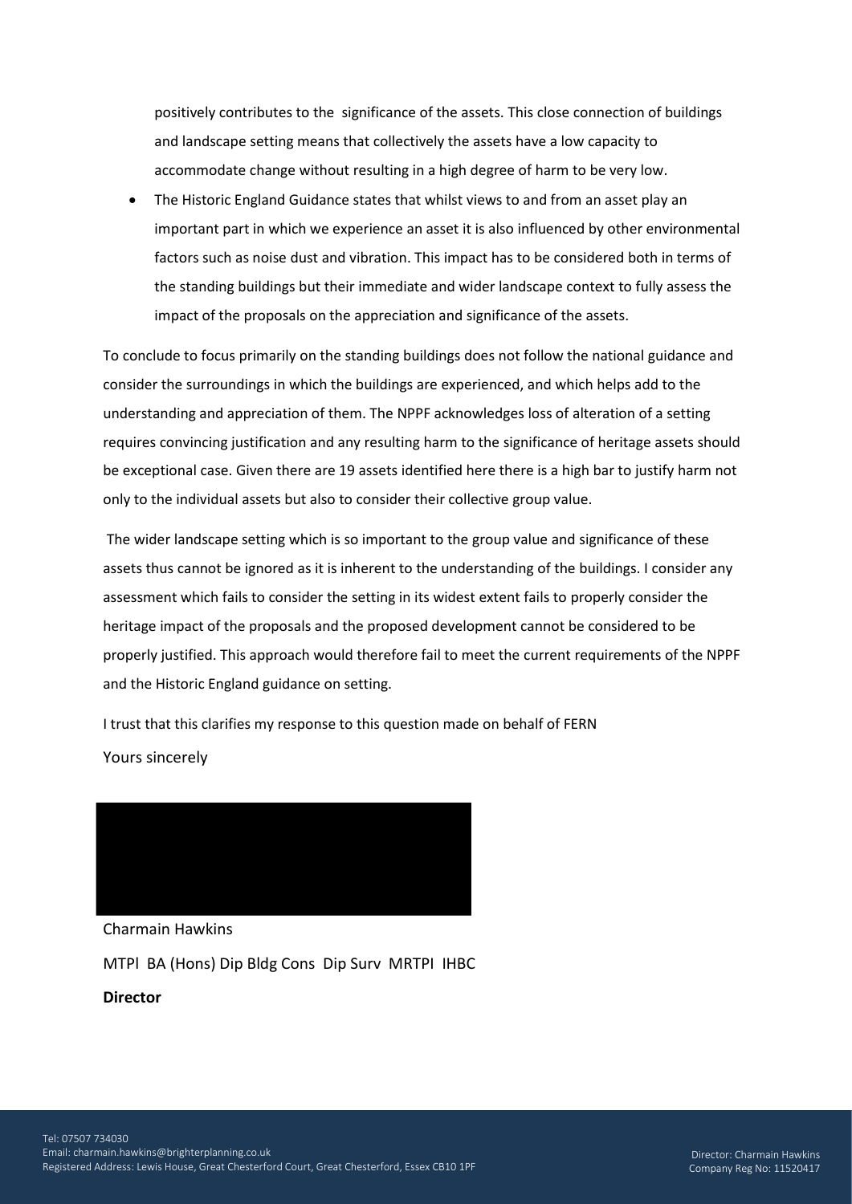positively contributes to the significance of the assets. This close connection of buildings and landscape setting means that collectively the assets have a low capacity to accommodate change without resulting in a high degree of harm to be very low.

- The Historic England Guidance states that whilst views to and from an asset play an important part in which we experience an asset it is also influenced by other environmental factors such as noise dust and vibration. This impact has to be considered both in terms of the standing buildings but their immediate and wider landscape context to fully assess the impact of the proposals on the appreciation and significance of the assets.

To conclude to focus primarily on the standing buildings does not follow the national guidance and consider the surroundings in which the buildings are experienced, and which helps add to the understanding and appreciation of them. The NPPF acknowledges loss of alteration of a setting requires convincing justification and any resulting harm to the significance of heritage assets should be exceptional case. Given there are 19 assets identified here there is a high bar to justify harm not only to the individual assets but also to consider their collective group value.

The wider landscape setting which is so important to the group value and significance of these assets thus cannot be ignored as it is inherent to the understanding of the buildings. I consider any assessment which fails to consider the setting in its widest extent fails to properly consider the heritage impact of the proposals and the proposed development cannot be considered to be properly justified. This approach would therefore fail to meet the current requirements of the NPPF and the Historic England guidance on setting.

I trust that this clarifies my response to this question made on behalf of FERN

Yours sincerely

Charmain Hawkins

MTPl BA (Hons) Dip Bldg Cons Dip Surv MRTPI IHBC

**Director**